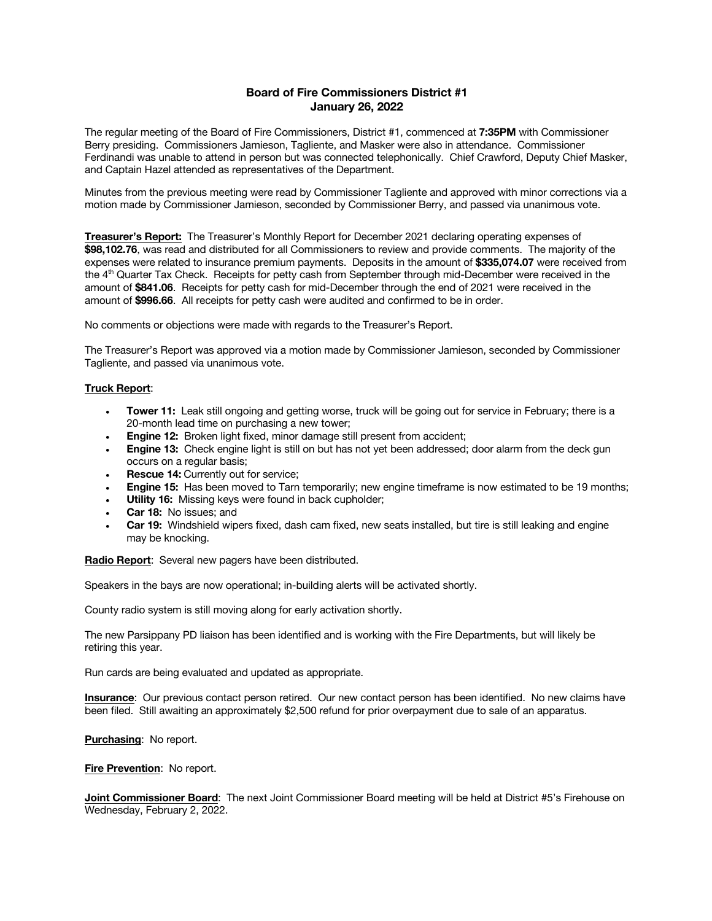# Board of Fire Commissioners District #1
## January 26, 2022

The regular meeting of the Board of Fire Commissioners, District #1, commenced at **7:35PM** with Commissioner Berry presiding. Commissioners Jamieson, Tagliente, and Masker were also in attendance. Commissioner Ferdinandi was unable to attend in person but was connected telephonically. Chief Crawford, Deputy Chief Masker, and Captain Hazel attended as representatives of the Department.

Minutes from the previous meeting were read by Commissioner Tagliente and approved with minor corrections via a motion made by Commissioner Jamieson, seconded by Commissioner Berry, and passed via unanimous vote.

**Treasurer's Report:** The Treasurer's Monthly Report for December 2021 declaring operating expenses of **$98,102.76**, was read and distributed for all Commissioners to review and provide comments. The majority of the expenses were related to insurance premium payments. Deposits in the amount of **$335,074.07** were received from the 4th Quarter Tax Check. Receipts for petty cash from September through mid-December were received in the amount of **$841.06**. Receipts for petty cash for mid-December through the end of 2021 were received in the amount of **$996.66**. All receipts for petty cash were audited and confirmed to be in order.

No comments or objections were made with regards to the Treasurer's Report.

The Treasurer's Report was approved via a motion made by Commissioner Jamieson, seconded by Commissioner Tagliente, and passed via unanimous vote.

**Truck Report**:

- **Tower 11:** Leak still ongoing and getting worse, truck will be going out for service in February; there is a 20-month lead time on purchasing a new tower;
- **Engine 12:** Broken light fixed, minor damage still present from accident;
- **Engine 13:** Check engine light is still on but has not yet been addressed; door alarm from the deck gun occurs on a regular basis;
- **Rescue 14:** Currently out for service;
- **Engine 15:** Has been moved to Tarn temporarily; new engine timeframe is now estimated to be 19 months;
- **Utility 16:** Missing keys were found in back cupholder;
- **Car 18:** No issues; and
- **Car 19:** Windshield wipers fixed, dash cam fixed, new seats installed, but tire is still leaking and engine may be knocking.

**Radio Report**: Several new pagers have been distributed.

Speakers in the bays are now operational; in-building alerts will be activated shortly.

County radio system is still moving along for early activation shortly.

The new Parsippany PD liaison has been identified and is working with the Fire Departments, but will likely be retiring this year.

Run cards are being evaluated and updated as appropriate.

**Insurance**: Our previous contact person retired. Our new contact person has been identified. No new claims have been filed. Still awaiting an approximately $2,500 refund for prior overpayment due to sale of an apparatus.

**Purchasing**: No report.

**Fire Prevention**: No report.

**Joint Commissioner Board**: The next Joint Commissioner Board meeting will be held at District #5's Firehouse on Wednesday, February 2, 2022.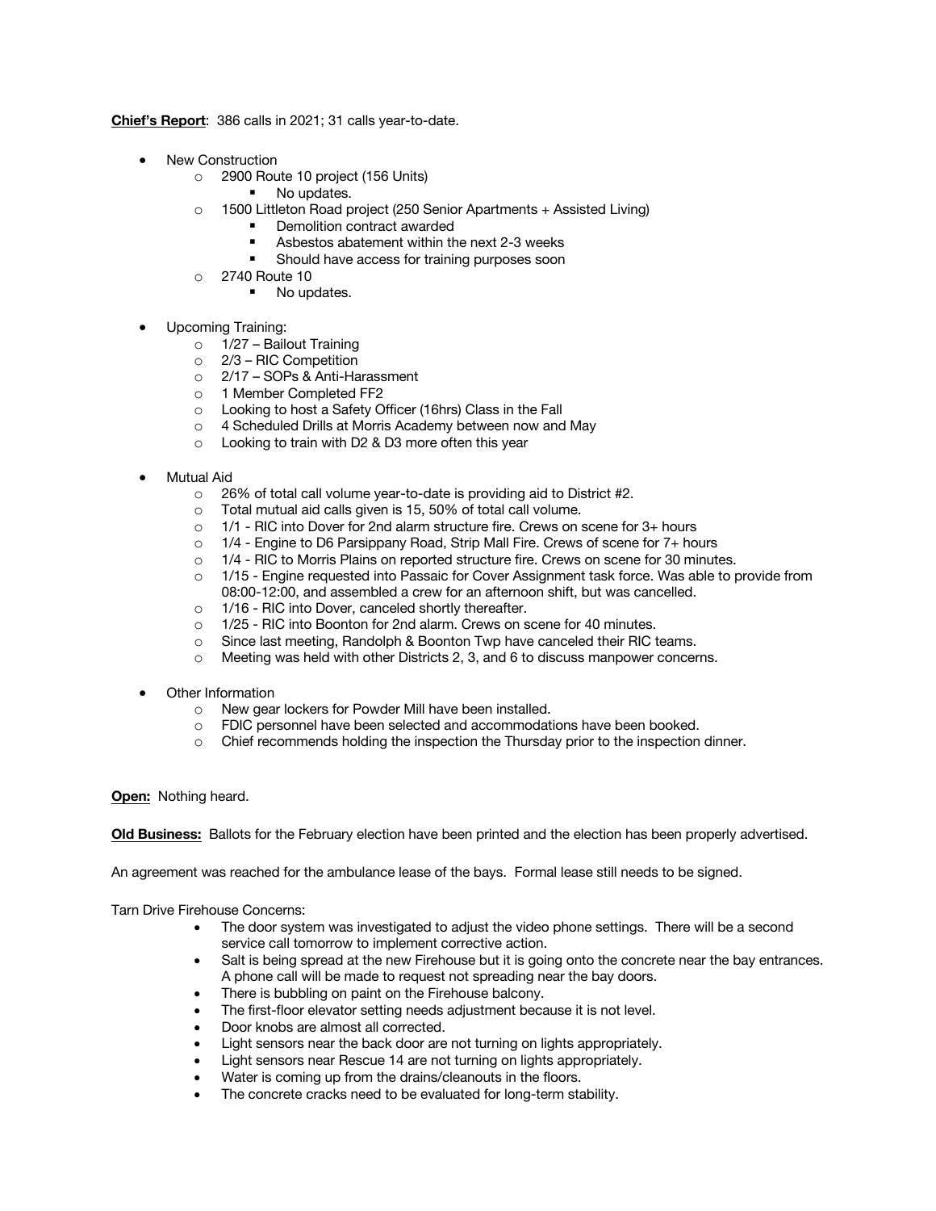**Chief's Report**: 386 calls in 2021; 31 calls year-to-date.

- New Construction
  - 2900 Route 10 project (156 Units)
    - No updates.
  - 1500 Littleton Road project (250 Senior Apartments + Assisted Living)
    - Demolition contract awarded
    - Asbestos abatement within the next 2-3 weeks
    - Should have access for training purposes soon
  - 2740 Route 10
    - No updates.

- Upcoming Training:
  - 1/27 – Bailout Training
  - 2/3 – RIC Competition
  - 2/17 – SOPs & Anti-Harassment
  - 1 Member Completed FF2
  - Looking to host a Safety Officer (16hrs) Class in the Fall
  - 4 Scheduled Drills at Morris Academy between now and May
  - Looking to train with D2 & D3 more often this year

- Mutual Aid
  - 26% of total call volume year-to-date is providing aid to District #2.
  - Total mutual aid calls given is 15, 50% of total call volume.
  - 1/1 - RIC into Dover for 2nd alarm structure fire. Crews on scene for 3+ hours
  - 1/4 - Engine to D6 Parsippany Road, Strip Mall Fire. Crews of scene for 7+ hours
  - 1/4 - RIC to Morris Plains on reported structure fire. Crews on scene for 30 minutes.
  - 1/15 - Engine requested into Passaic for Cover Assignment task force. Was able to provide from 08:00-12:00, and assembled a crew for an afternoon shift, but was cancelled.
  - 1/16 - RIC into Dover, canceled shortly thereafter.
  - 1/25 - RIC into Boonton for 2nd alarm. Crews on scene for 40 minutes.
  - Since last meeting, Randolph & Boonton Twp have canceled their RIC teams.
  - Meeting was held with other Districts 2, 3, and 6 to discuss manpower concerns.

- Other Information
  - New gear lockers for Powder Mill have been installed.
  - FDIC personnel have been selected and accommodations have been booked.
  - Chief recommends holding the inspection the Thursday prior to the inspection dinner.

**Open:** Nothing heard.

**Old Business:** Ballots for the February election have been printed and the election has been properly advertised.

An agreement was reached for the ambulance lease of the bays. Formal lease still needs to be signed.

Tarn Drive Firehouse Concerns:

- The door system was investigated to adjust the video phone settings. There will be a second service call tomorrow to implement corrective action.
- Salt is being spread at the new Firehouse but it is going onto the concrete near the bay entrances. A phone call will be made to request not spreading near the bay doors.
- There is bubbling on paint on the Firehouse balcony.
- The first-floor elevator setting needs adjustment because it is not level.
- Door knobs are almost all corrected.
- Light sensors near the back door are not turning on lights appropriately.
- Light sensors near Rescue 14 are not turning on lights appropriately.
- Water is coming up from the drains/cleanouts in the floors.
- The concrete cracks need to be evaluated for long-term stability.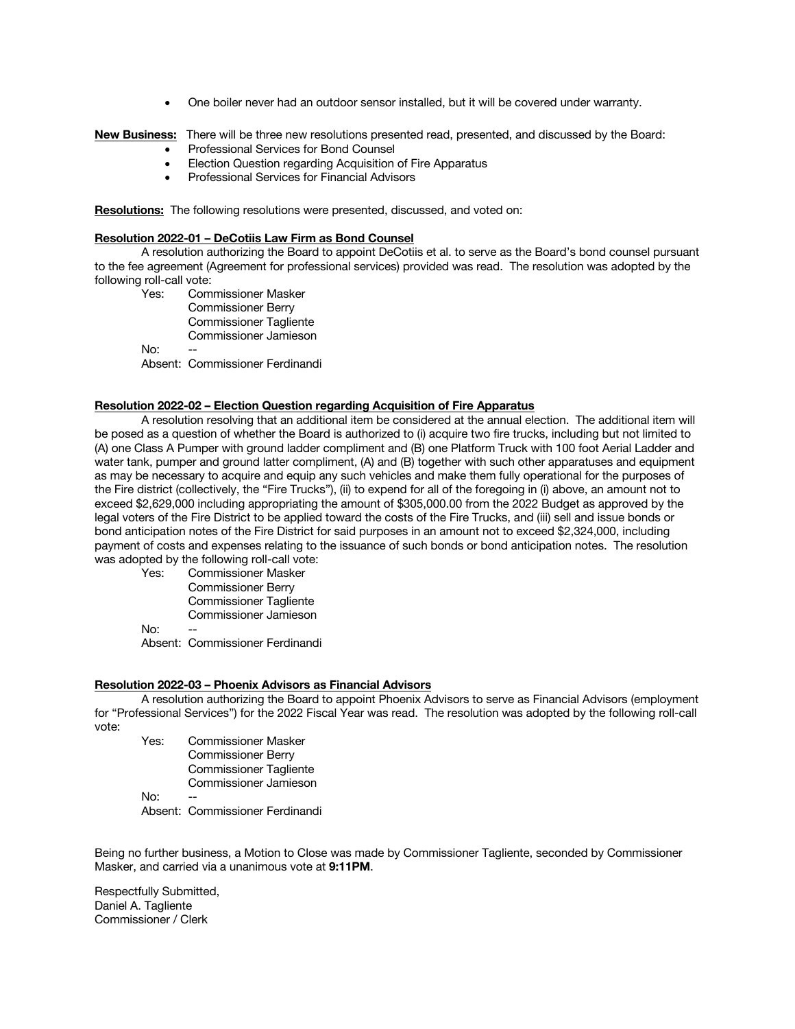- One boiler never had an outdoor sensor installed, but it will be covered under warranty.

**New Business:** There will be three new resolutions presented read, presented, and discussed by the Board:

- Professional Services for Bond Counsel
- Election Question regarding Acquisition of Fire Apparatus
- Professional Services for Financial Advisors

**Resolutions:** The following resolutions were presented, discussed, and voted on:

**Resolution 2022-01 – DeCotiis Law Firm as Bond Counsel**

A resolution authorizing the Board to appoint DeCotiis et al. to serve as the Board's bond counsel pursuant to the fee agreement (Agreement for professional services) provided was read. The resolution was adopted by the following roll-call vote:

Yes: Commissioner Masker
Commissioner Berry
Commissioner Tagliente
Commissioner Jamieson
No: --
Absent: Commissioner Ferdinandi

**Resolution 2022-02 – Election Question regarding Acquisition of Fire Apparatus**

A resolution resolving that an additional item be considered at the annual election. The additional item will be posed as a question of whether the Board is authorized to (i) acquire two fire trucks, including but not limited to (A) one Class A Pumper with ground ladder compliment and (B) one Platform Truck with 100 foot Aerial Ladder and water tank, pumper and ground latter compliment, (A) and (B) together with such other apparatuses and equipment as may be necessary to acquire and equip any such vehicles and make them fully operational for the purposes of the Fire district (collectively, the "Fire Trucks"), (ii) to expend for all of the foregoing in (i) above, an amount not to exceed $2,629,000 including appropriating the amount of $305,000.00 from the 2022 Budget as approved by the legal voters of the Fire District to be applied toward the costs of the Fire Trucks, and (iii) sell and issue bonds or bond anticipation notes of the Fire District for said purposes in an amount not to exceed $2,324,000, including payment of costs and expenses relating to the issuance of such bonds or bond anticipation notes. The resolution was adopted by the following roll-call vote:

Yes: Commissioner Masker
Commissioner Berry
Commissioner Tagliente
Commissioner Jamieson
No: --
Absent: Commissioner Ferdinandi

**Resolution 2022-03 – Phoenix Advisors as Financial Advisors**

A resolution authorizing the Board to appoint Phoenix Advisors to serve as Financial Advisors (employment for "Professional Services") for the 2022 Fiscal Year was read. The resolution was adopted by the following roll-call vote:

Yes: Commissioner Masker
Commissioner Berry
Commissioner Tagliente
Commissioner Jamieson
No: --
Absent: Commissioner Ferdinandi

Being no further business, a Motion to Close was made by Commissioner Tagliente, seconded by Commissioner Masker, and carried via a unanimous vote at **9:11PM**.

Respectfully Submitted,
Daniel A. Tagliente
Commissioner / Clerk